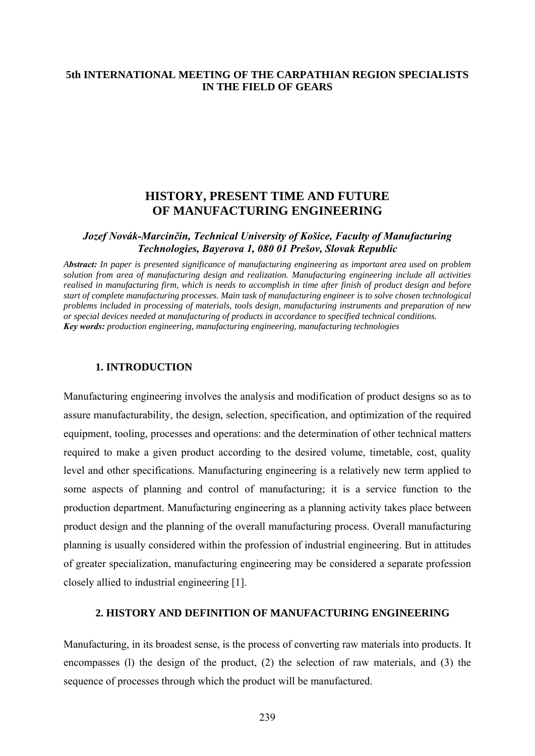**5th INTERNATIONAL MEETING OF THE CARPATHIAN REGION SPECIALISTS IN THE FIELD OF GEARS**

# HISTORY, PRESENT TIME AND FUTURE OF MANUFACTURING ENGINEERING

***Jozef Novák-Marcinčin, Technical University of Košice, Faculty of Manufacturing Technologies, Bayerova 1, 080 01 Prešov, Slovak Republic***

***Abstract:*** *In paper is presented significance of manufacturing engineering as important area used on problem solution from area of manufacturing design and realization. Manufacturing engineering include all activities realised in manufacturing firm, which is needs to accomplish in time after finish of product design and before start of complete manufacturing processes. Main task of manufacturing engineer is to solve chosen technological problems included in processing of materials, tools design, manufacturing instruments and preparation of new or special devices needed at manufacturing of products in accordance to specified technical conditions.*
***Key words:*** *production engineering, manufacturing engineering, manufacturing technologies*

## 1. INTRODUCTION

Manufacturing engineering involves the analysis and modification of product designs so as to assure manufacturability, the design, selection, specification, and optimization of the required equipment, tooling, processes and operations: and the determination of other technical matters required to make a given product according to the desired volume, timetable, cost, quality level and other specifications. Manufacturing engineering is a relatively new term applied to some aspects of planning and control of manufacturing; it is a service function to the production department. Manufacturing engineering as a planning activity takes place between product design and the planning of the overall manufacturing process. Overall manufacturing planning is usually considered within the profession of industrial engineering. But in attitudes of greater specialization, manufacturing engineering may be considered a separate profession closely allied to industrial engineering [1].

## 2. HISTORY AND DEFINITION OF MANUFACTURING ENGINEERING

Manufacturing, in its broadest sense, is the process of converting raw materials into products. It encompasses (l) the design of the product, (2) the selection of raw materials, and (3) the sequence of processes through which the product will be manufactured.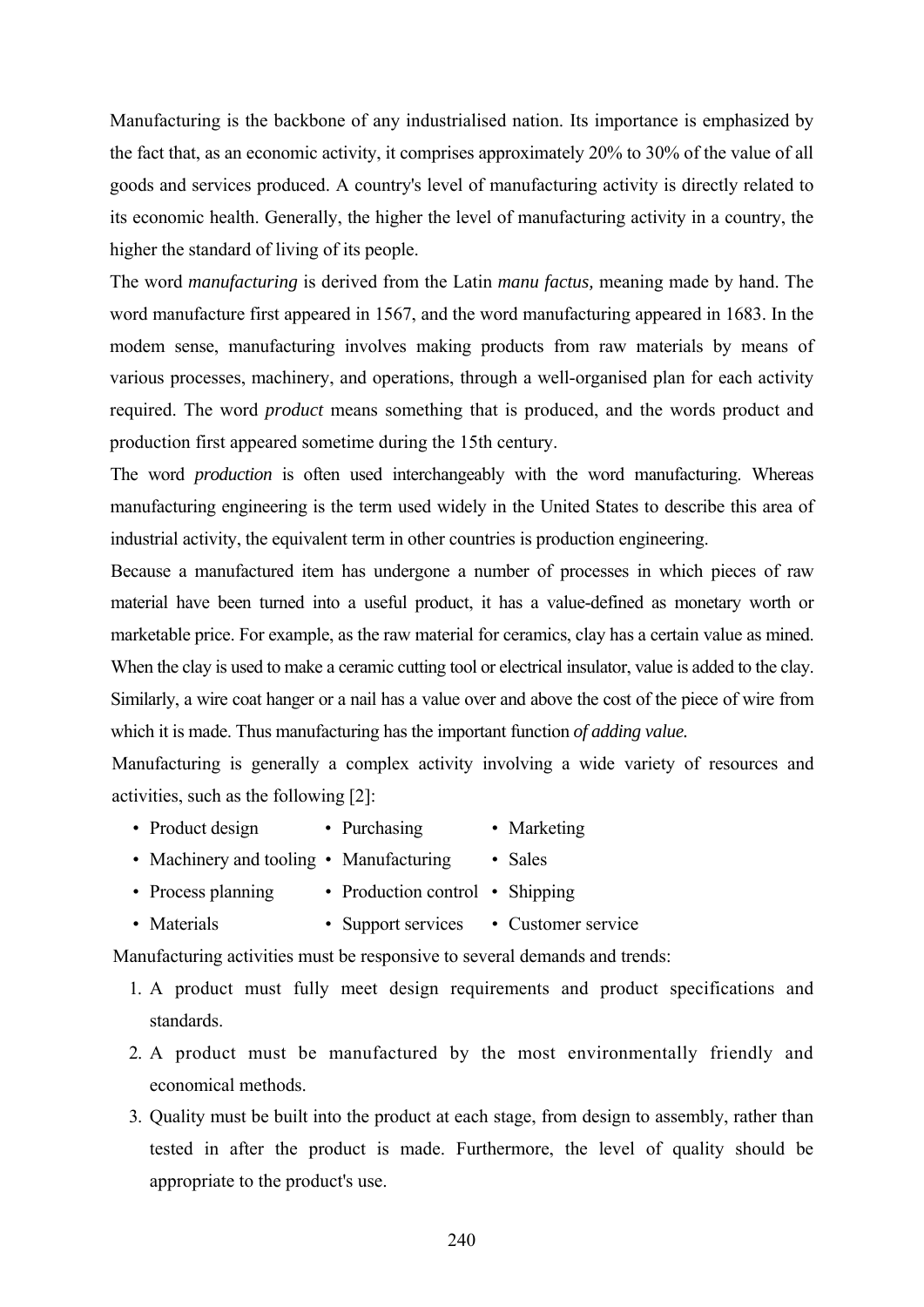Manufacturing is the backbone of any industrialised nation. Its importance is emphasized by the fact that, as an economic activity, it comprises approximately 20% to 30% of the value of all goods and services produced. A country's level of manufacturing activity is directly related to its economic health. Generally, the higher the level of manufacturing activity in a country, the higher the standard of living of its people.

The word *manufacturing* is derived from the Latin *manu factus,* meaning made by hand. The word manufacture first appeared in 1567, and the word manufacturing appeared in 1683. In the modem sense, manufacturing involves making products from raw materials by means of various processes, machinery, and operations, through a well-organised plan for each activity required. The word *product* means something that is produced, and the words product and production first appeared sometime during the 15th century.

The word *production* is often used interchangeably with the word manufacturing. Whereas manufacturing engineering is the term used widely in the United States to describe this area of industrial activity, the equivalent term in other countries is production engineering.

Because a manufactured item has undergone a number of processes in which pieces of raw material have been turned into a useful product, it has a value-defined as monetary worth or marketable price. For example, as the raw material for ceramics, clay has a certain value as mined. When the clay is used to make a ceramic cutting tool or electrical insulator, value is added to the clay. Similarly, a wire coat hanger or a nail has a value over and above the cost of the piece of wire from which it is made. Thus manufacturing has the important function *of adding value.*

Manufacturing is generally a complex activity involving a wide variety of resources and activities, such as the following [2]:

- Product design
- Machinery and tooling
- Process planning
- Materials
- Purchasing
- Manufacturing
- Production control
- Support services
- Marketing
- Sales
- Shipping
- Customer service

Manufacturing activities must be responsive to several demands and trends:

1. A product must fully meet design requirements and product specifications and standards.
2. A product must be manufactured by the most environmentally friendly and economical methods.
3. Quality must be built into the product at each stage, from design to assembly, rather than tested in after the product is made. Furthermore, the level of quality should be appropriate to the product's use.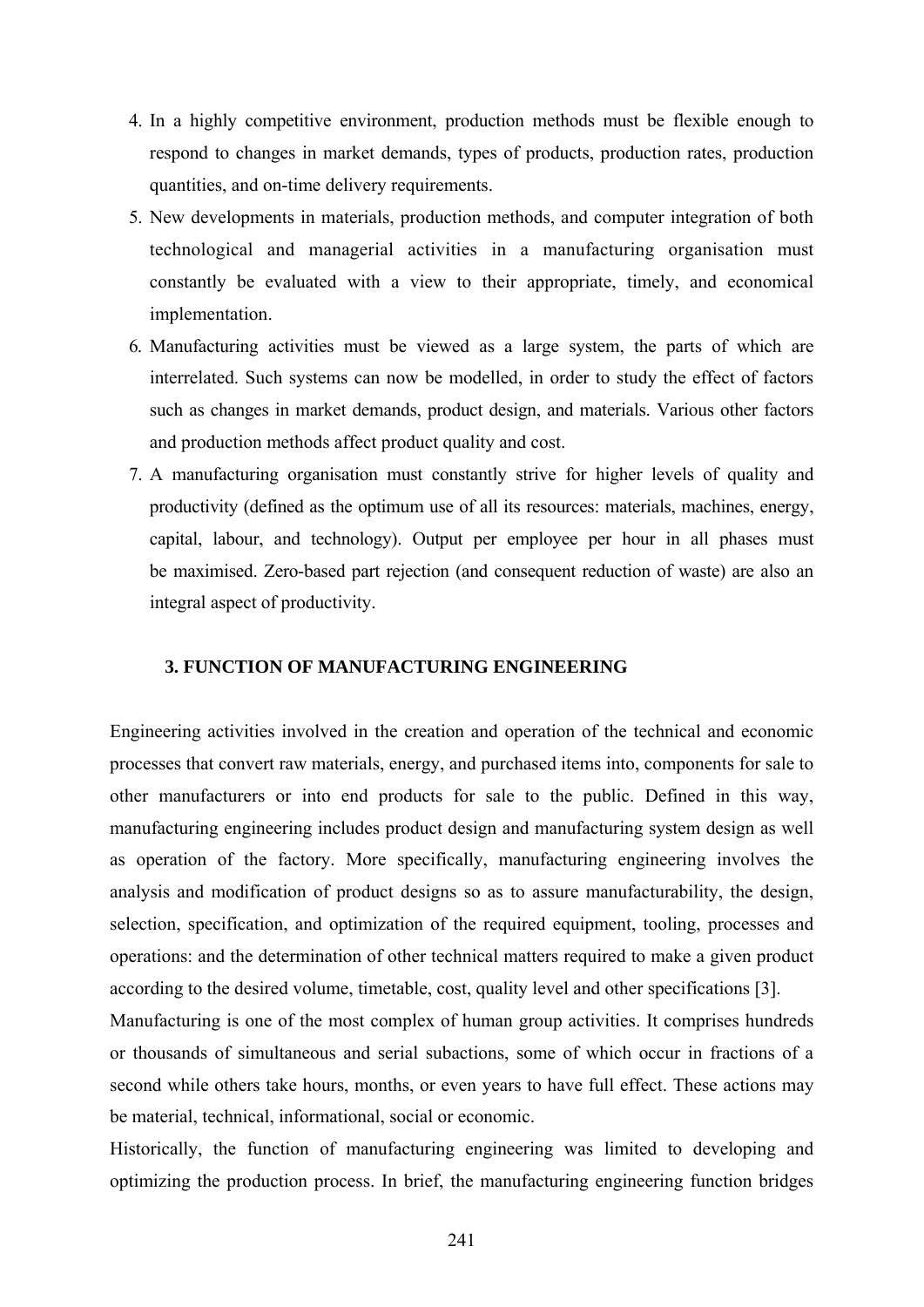4. In a highly competitive environment, production methods must be flexible enough to respond to changes in market demands, types of products, production rates, production quantities, and on-time delivery requirements.
5. New developments in materials, production methods, and computer integration of both technological and managerial activities in a manufacturing organisation must constantly be evaluated with a view to their appropriate, timely, and economical implementation.
6. Manufacturing activities must be viewed as a large system, the parts of which are interrelated. Such systems can now be modelled, in order to study the effect of factors such as changes in market demands, product design, and materials. Various other factors and production methods affect product quality and cost.
7. A manufacturing organisation must constantly strive for higher levels of quality and productivity (defined as the optimum use of all its resources: materials, machines, energy, capital, labour, and technology). Output per employee per hour in all phases must be maximised. Zero-based part rejection (and consequent reduction of waste) are also an integral aspect of productivity.

## 3. FUNCTION OF MANUFACTURING ENGINEERING

Engineering activities involved in the creation and operation of the technical and economic processes that convert raw materials, energy, and purchased items into, components for sale to other manufacturers or into end products for sale to the public. Defined in this way, manufacturing engineering includes product design and manufacturing system design as well as operation of the factory. More specifically, manufacturing engineering involves the analysis and modification of product designs so as to assure manufacturability, the design, selection, specification, and optimization of the required equipment, tooling, processes and operations: and the determination of other technical matters required to make a given product according to the desired volume, timetable, cost, quality level and other specifications [3].

Manufacturing is one of the most complex of human group activities. It comprises hundreds or thousands of simultaneous and serial subactions, some of which occur in fractions of a second while others take hours, months, or even years to have full effect. These actions may be material, technical, informational, social or economic.

Historically, the function of manufacturing engineering was limited to developing and optimizing the production process. In brief, the manufacturing engineering function bridges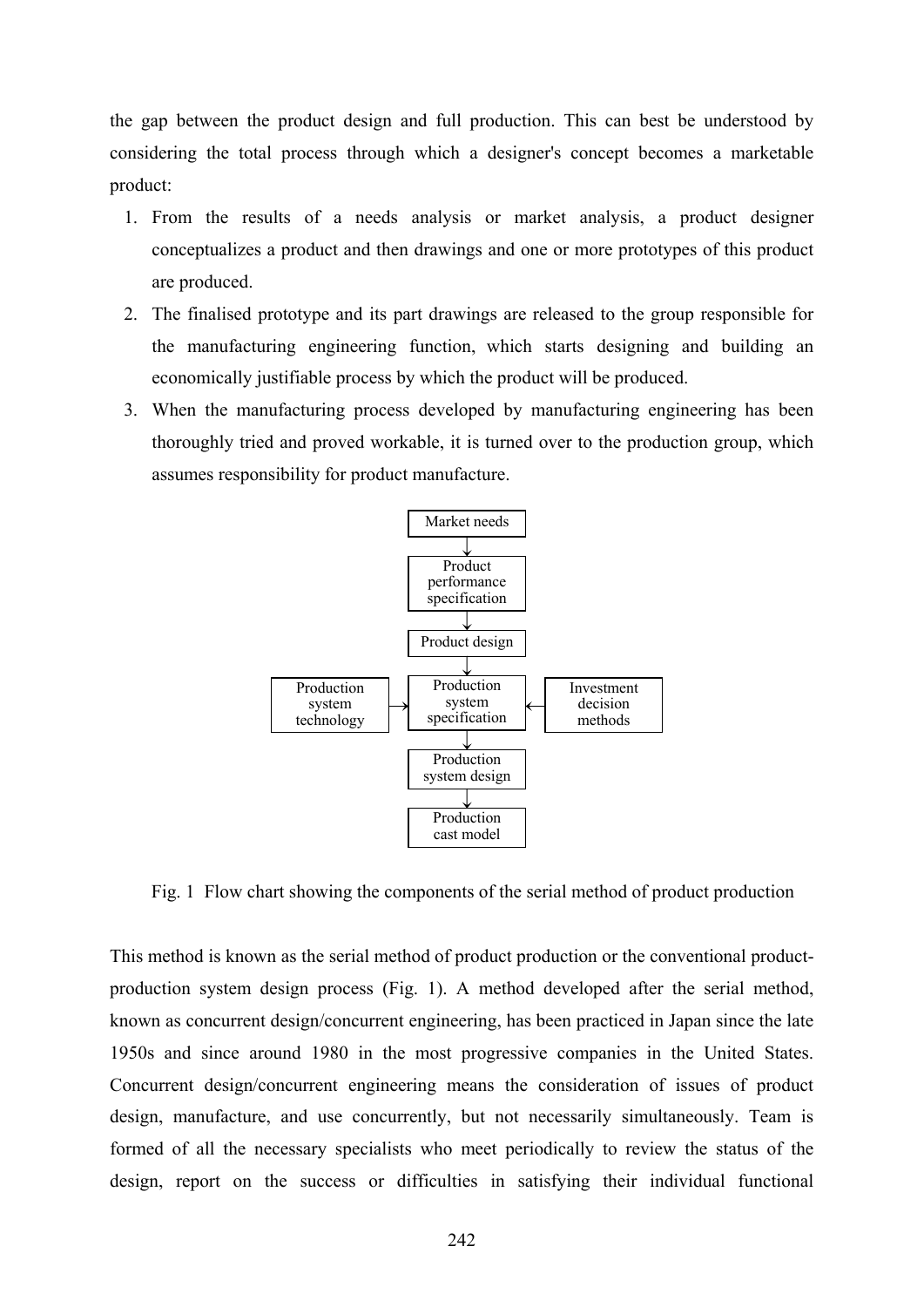the gap between the product design and full production. This can best be understood by considering the total process through which a designer's concept becomes a marketable product:

1. From the results of a needs analysis or market analysis, a product designer conceptualizes a product and then drawings and one or more prototypes of this product are produced.
2. The finalised prototype and its part drawings are released to the group responsible for the manufacturing engineering function, which starts designing and building an economically justifiable process by which the product will be produced.
3. When the manufacturing process developed by manufacturing engineering has been thoroughly tried and proved workable, it is turned over to the production group, which assumes responsibility for product manufacture.

```
                              Market needs
                                   ↓
                                Product
                              performance
                             specification
                                   ↓
                             Product design
                                   ↓
  Production               Production               Investment
    system        →          system         ←        decision
  technology               specification              methods
                                   ↓
                              Production
                             system design
                                   ↓
                              Production
                              cast model
```

Fig. 1 Flow chart showing the components of the serial method of product production

This method is known as the serial method of product production or the conventional product-production system design process (Fig. 1). A method developed after the serial method, known as concurrent design/concurrent engineering, has been practiced in Japan since the late 1950s and since around 1980 in the most progressive companies in the United States. Concurrent design/concurrent engineering means the consideration of issues of product design, manufacture, and use concurrently, but not necessarily simultaneously. Team is formed of all the necessary specialists who meet periodically to review the status of the design, report on the success or difficulties in satisfying their individual functional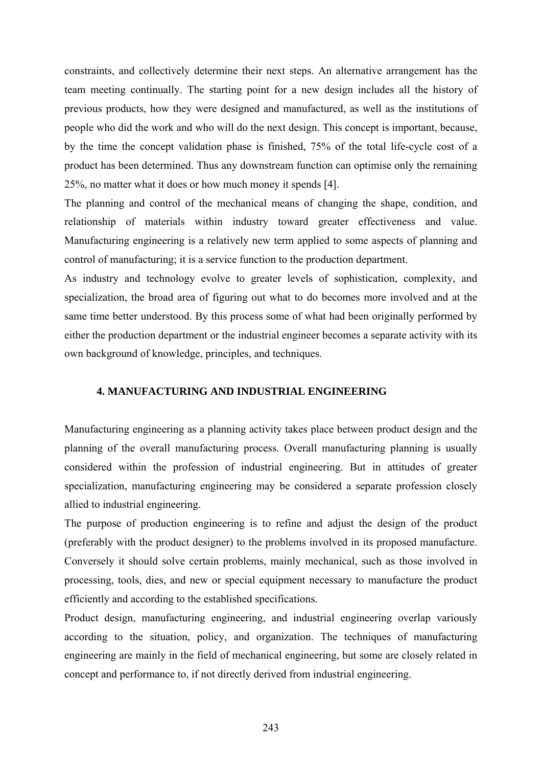constraints, and collectively determine their next steps. An alternative arrangement has the team meeting continually. The starting point for a new design includes all the history of previous products, how they were designed and manufactured, as well as the institutions of people who did the work and who will do the next design. This concept is important, because, by the time the concept validation phase is finished, 75% of the total life-cycle cost of a product has been determined. Thus any downstream function can optimise only the remaining 25%, no matter what it does or how much money it spends [4].

The planning and control of the mechanical means of changing the shape, condition, and relationship of materials within industry toward greater effectiveness and value. Manufacturing engineering is a relatively new term applied to some aspects of planning and control of manufacturing; it is a service function to the production department.

As industry and technology evolve to greater levels of sophistication, complexity, and specialization, the broad area of figuring out what to do becomes more involved and at the same time better understood. By this process some of what had been originally performed by either the production department or the industrial engineer becomes a separate activity with its own background of knowledge, principles, and techniques.

## 4. MANUFACTURING AND INDUSTRIAL ENGINEERING

Manufacturing engineering as a planning activity takes place between product design and the planning of the overall manufacturing process. Overall manufacturing planning is usually considered within the profession of industrial engineering. But in attitudes of greater specialization, manufacturing engineering may be considered a separate profession closely allied to industrial engineering.

The purpose of production engineering is to refine and adjust the design of the product (preferably with the product designer) to the problems involved in its proposed manufacture. Conversely it should solve certain problems, mainly mechanical, such as those involved in processing, tools, dies, and new or special equipment necessary to manufacture the product efficiently and according to the established specifications.

Product design, manufacturing engineering, and industrial engineering overlap variously according to the situation, policy, and organization. The techniques of manufacturing engineering are mainly in the field of mechanical engineering, but some are closely related in concept and performance to, if not directly derived from industrial engineering.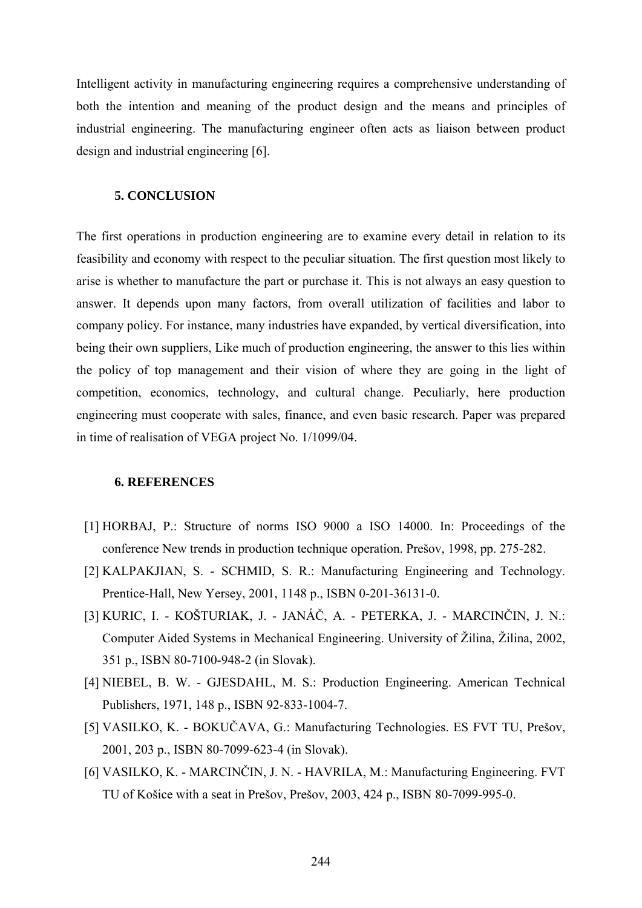Intelligent activity in manufacturing engineering requires a comprehensive understanding of both the intention and meaning of the product design and the means and principles of industrial engineering. The manufacturing engineer often acts as liaison between product design and industrial engineering [6].

## 5. CONCLUSION

The first operations in production engineering are to examine every detail in relation to its feasibility and economy with respect to the peculiar situation. The first question most likely to arise is whether to manufacture the part or purchase it. This is not always an easy question to answer. It depends upon many factors, from overall utilization of facilities and labor to company policy. For instance, many industries have expanded, by vertical diversification, into being their own suppliers, Like much of production engineering, the answer to this lies within the policy of top management and their vision of where they are going in the light of competition, economics, technology, and cultural change. Peculiarly, here production engineering must cooperate with sales, finance, and even basic research. Paper was prepared in time of realisation of VEGA project No. 1/1099/04.

## 6. REFERENCES

[1] HORBAJ, P.: Structure of norms ISO 9000 a ISO 14000. In: Proceedings of the conference New trends in production technique operation. Prešov, 1998, pp. 275-282.

[2] KALPAKJIAN, S. - SCHMID, S. R.: Manufacturing Engineering and Technology. Prentice-Hall, New Yersey, 2001, 1148 p., ISBN 0-201-36131-0.

[3] KURIC, I. - KOŠTURIAK, J. - JANÁČ, A. - PETERKA, J. - MARCINČIN, J. N.: Computer Aided Systems in Mechanical Engineering. University of Žilina, Žilina, 2002, 351 p., ISBN 80-7100-948-2 (in Slovak).

[4] NIEBEL, B. W. - GJESDAHL, M. S.: Production Engineering. American Technical Publishers, 1971, 148 p., ISBN 92-833-1004-7.

[5] VASILKO, K. - BOKUČAVA, G.: Manufacturing Technologies. ES FVT TU, Prešov, 2001, 203 p., ISBN 80-7099-623-4 (in Slovak).

[6] VASILKO, K. - MARCINČIN, J. N. - HAVRILA, M.: Manufacturing Engineering. FVT TU of Košice with a seat in Prešov, Prešov, 2003, 424 p., ISBN 80-7099-995-0.